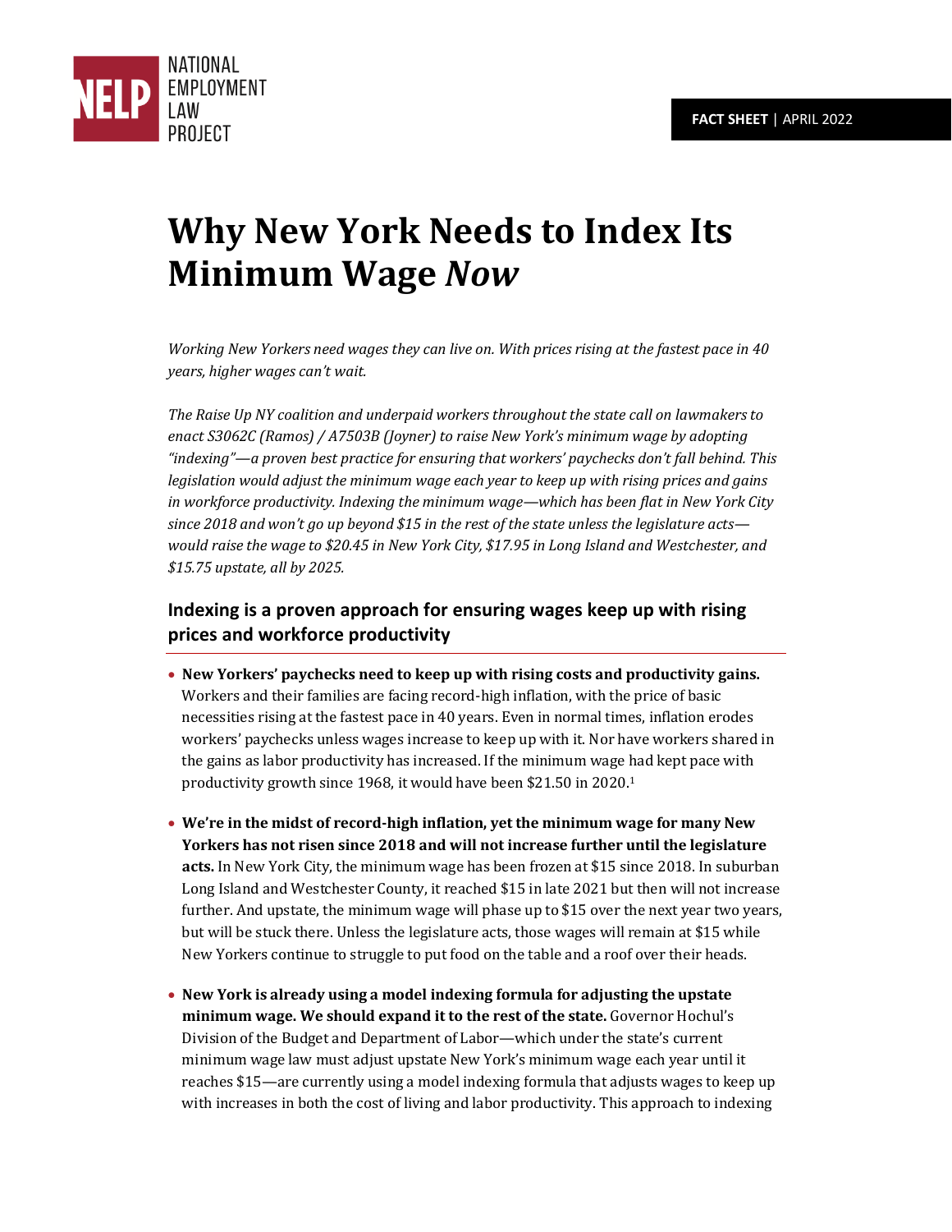NATIONAL EMPLOYMENT LAW PROJECT

**FACT SHEET** | APRIL 2022

# Why New York Needs to Index Its Minimum Wage *Now*

*Working New Yorkers need wages they can live on. With prices rising at the fastest pace in 40 years, higher wages can't wait.*

*The Raise Up NY coalition and underpaid workers throughout the state call on lawmakers to enact S3062C (Ramos) / A7503B (Joyner) to raise New York's minimum wage by adopting "indexing"—a proven best practice for ensuring that workers' paychecks don't fall behind. This legislation would adjust the minimum wage each year to keep up with rising prices and gains in workforce productivity. Indexing the minimum wage—which has been flat in New York City since 2018 and won't go up beyond $15 in the rest of the state unless the legislature acts—would raise the wage to $20.45 in New York City, $17.95 in Long Island and Westchester, and $15.75 upstate, all by 2025.*

## Indexing is a proven approach for ensuring wages keep up with rising prices and workforce productivity

- **New Yorkers' paychecks need to keep up with rising costs and productivity gains.** Workers and their families are facing record-high inflation, with the price of basic necessities rising at the fastest pace in 40 years. Even in normal times, inflation erodes workers' paychecks unless wages increase to keep up with it. Nor have workers shared in the gains as labor productivity has increased. If the minimum wage had kept pace with productivity growth since 1968, it would have been $21.50 in 2020.[1]

- **We're in the midst of record-high inflation, yet the minimum wage for many New Yorkers has not risen since 2018 and will not increase further until the legislature acts.** In New York City, the minimum wage has been frozen at $15 since 2018. In suburban Long Island and Westchester County, it reached $15 in late 2021 but then will not increase further. And upstate, the minimum wage will phase up to $15 over the next year two years, but will be stuck there. Unless the legislature acts, those wages will remain at $15 while New Yorkers continue to struggle to put food on the table and a roof over their heads.

- **New York is already using a model indexing formula for adjusting the upstate minimum wage. We should expand it to the rest of the state.** Governor Hochul's Division of the Budget and Department of Labor—which under the state's current minimum wage law must adjust upstate New York's minimum wage each year until it reaches $15—are currently using a model indexing formula that adjusts wages to keep up with increases in both the cost of living and labor productivity. This approach to indexing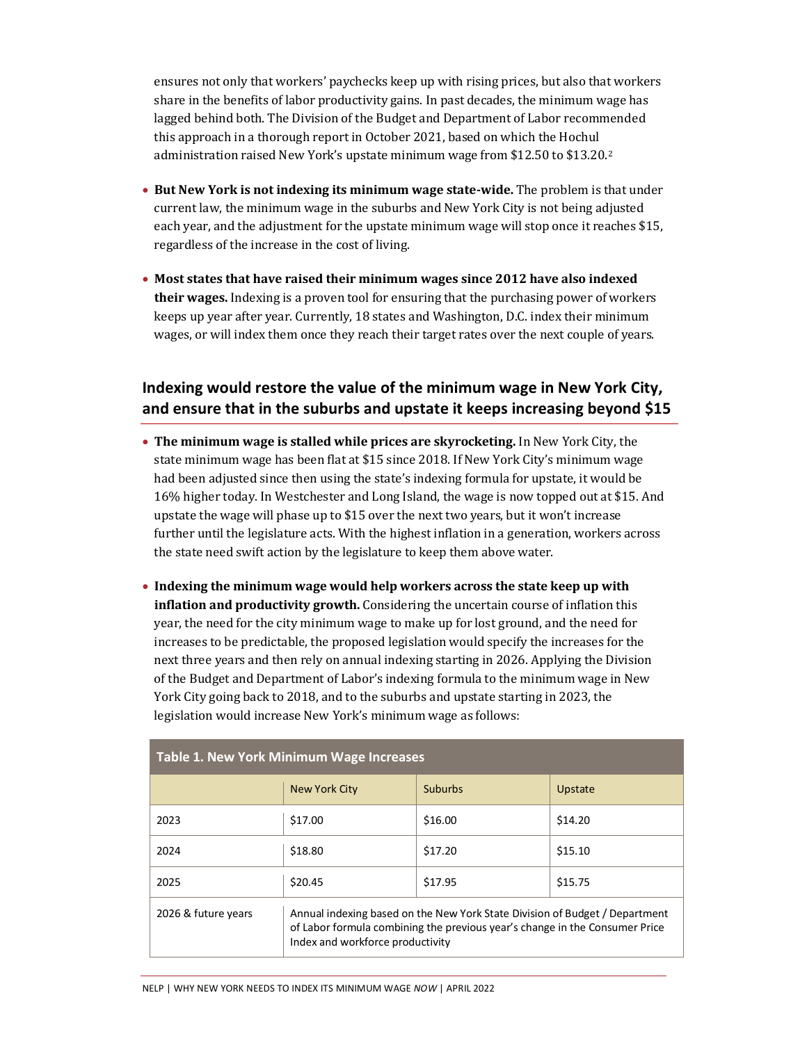ensures not only that workers' paychecks keep up with rising prices, but also that workers share in the benefits of labor productivity gains. In past decades, the minimum wage has lagged behind both. The Division of the Budget and Department of Labor recommended this approach in a thorough report in October 2021, based on which the Hochul administration raised New York's upstate minimum wage from $12.50 to $13.20.[2]

- **But New York is not indexing its minimum wage state-wide.** The problem is that under current law, the minimum wage in the suburbs and New York City is not being adjusted each year, and the adjustment for the upstate minimum wage will stop once it reaches $15, regardless of the increase in the cost of living.

- **Most states that have raised their minimum wages since 2012 have also indexed their wages.** Indexing is a proven tool for ensuring that the purchasing power of workers keeps up year after year. Currently, 18 states and Washington, D.C. index their minimum wages, or will index them once they reach their target rates over the next couple of years.

## Indexing would restore the value of the minimum wage in New York City, and ensure that in the suburbs and upstate it keeps increasing beyond $15

- **The minimum wage is stalled while prices are skyrocketing.** In New York City, the state minimum wage has been flat at $15 since 2018. If New York City's minimum wage had been adjusted since then using the state's indexing formula for upstate, it would be 16% higher today. In Westchester and Long Island, the wage is now topped out at $15. And upstate the wage will phase up to $15 over the next two years, but it won't increase further until the legislature acts. With the highest inflation in a generation, workers across the state need swift action by the legislature to keep them above water.

- **Indexing the minimum wage would help workers across the state keep up with inflation and productivity growth.** Considering the uncertain course of inflation this year, the need for the city minimum wage to make up for lost ground, and the need for increases to be predictable, the proposed legislation would specify the increases for the next three years and then rely on annual indexing starting in 2026. Applying the Division of the Budget and Department of Labor's indexing formula to the minimum wage in New York City going back to 2018, and to the suburbs and upstate starting in 2023, the legislation would increase New York's minimum wage as follows:

**Table 1. New York Minimum Wage Increases**

| | New York City | Suburbs | Upstate |
|---|---|---|---|
| 2023 | $17.00 | $16.00 | $14.20 |
| 2024 | $18.80 | $17.20 | $15.10 |
| 2025 | $20.45 | $17.95 | $15.75 |
| 2026 & future years | Annual indexing based on the New York State Division of Budget / Department of Labor formula combining the previous year's change in the Consumer Price Index and workforce productivity | | |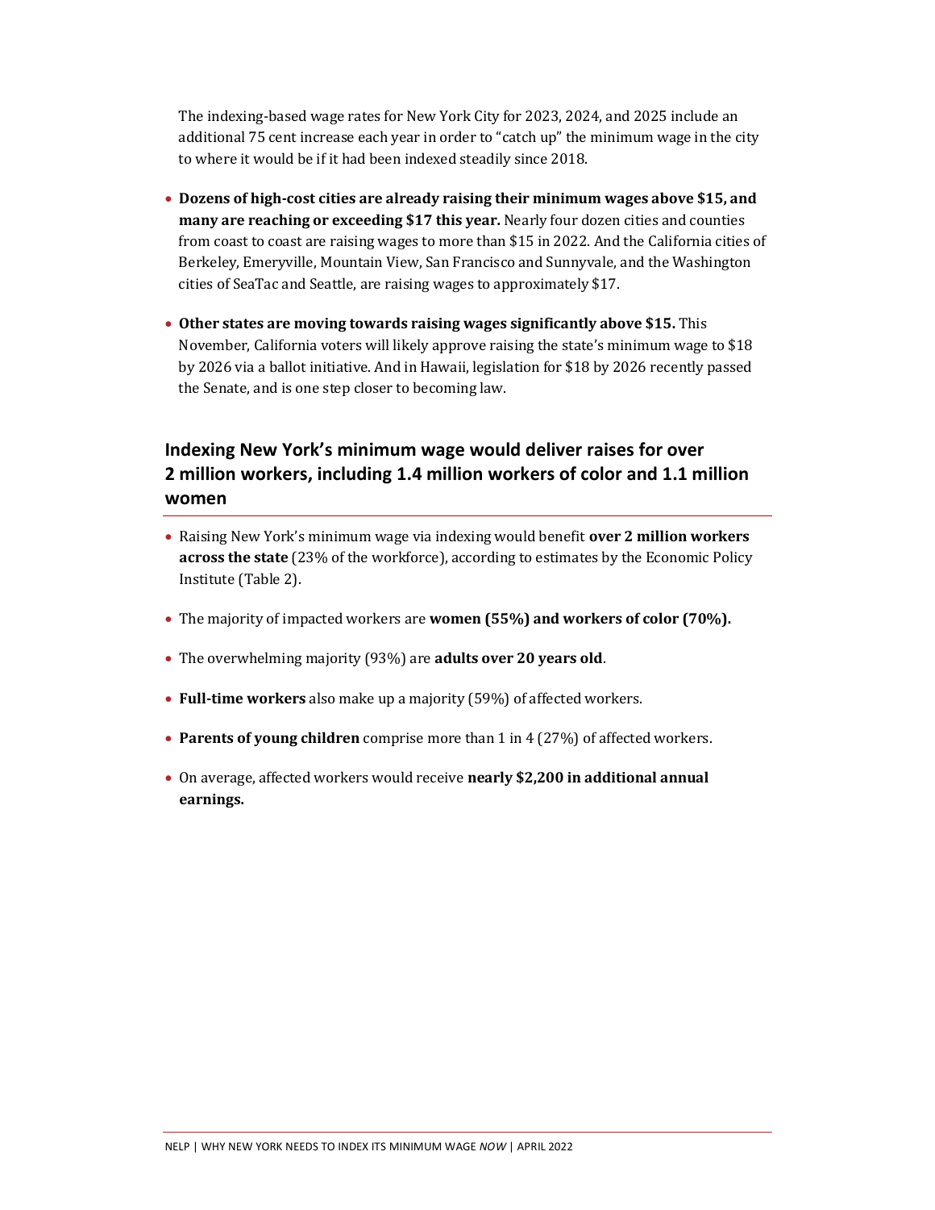The indexing-based wage rates for New York City for 2023, 2024, and 2025 include an additional 75 cent increase each year in order to "catch up" the minimum wage in the city to where it would be if it had been indexed steadily since 2018.

- **Dozens of high-cost cities are already raising their minimum wages above $15, and many are reaching or exceeding $17 this year.** Nearly four dozen cities and counties from coast to coast are raising wages to more than $15 in 2022. And the California cities of Berkeley, Emeryville, Mountain View, San Francisco and Sunnyvale, and the Washington cities of SeaTac and Seattle, are raising wages to approximately $17.
- **Other states are moving towards raising wages significantly above $15.** This November, California voters will likely approve raising the state's minimum wage to $18 by 2026 via a ballot initiative. And in Hawaii, legislation for $18 by 2026 recently passed the Senate, and is one step closer to becoming law.

## Indexing New York's minimum wage would deliver raises for over 2 million workers, including 1.4 million workers of color and 1.1 million women

- Raising New York's minimum wage via indexing would benefit **over 2 million workers across the state** (23% of the workforce), according to estimates by the Economic Policy Institute (Table 2).
- The majority of impacted workers are **women (55%) and workers of color (70%).**
- The overwhelming majority (93%) are **adults over 20 years old**.
- **Full-time workers** also make up a majority (59%) of affected workers.
- **Parents of young children** comprise more than 1 in 4 (27%) of affected workers.
- On average, affected workers would receive **nearly $2,200 in additional annual earnings.**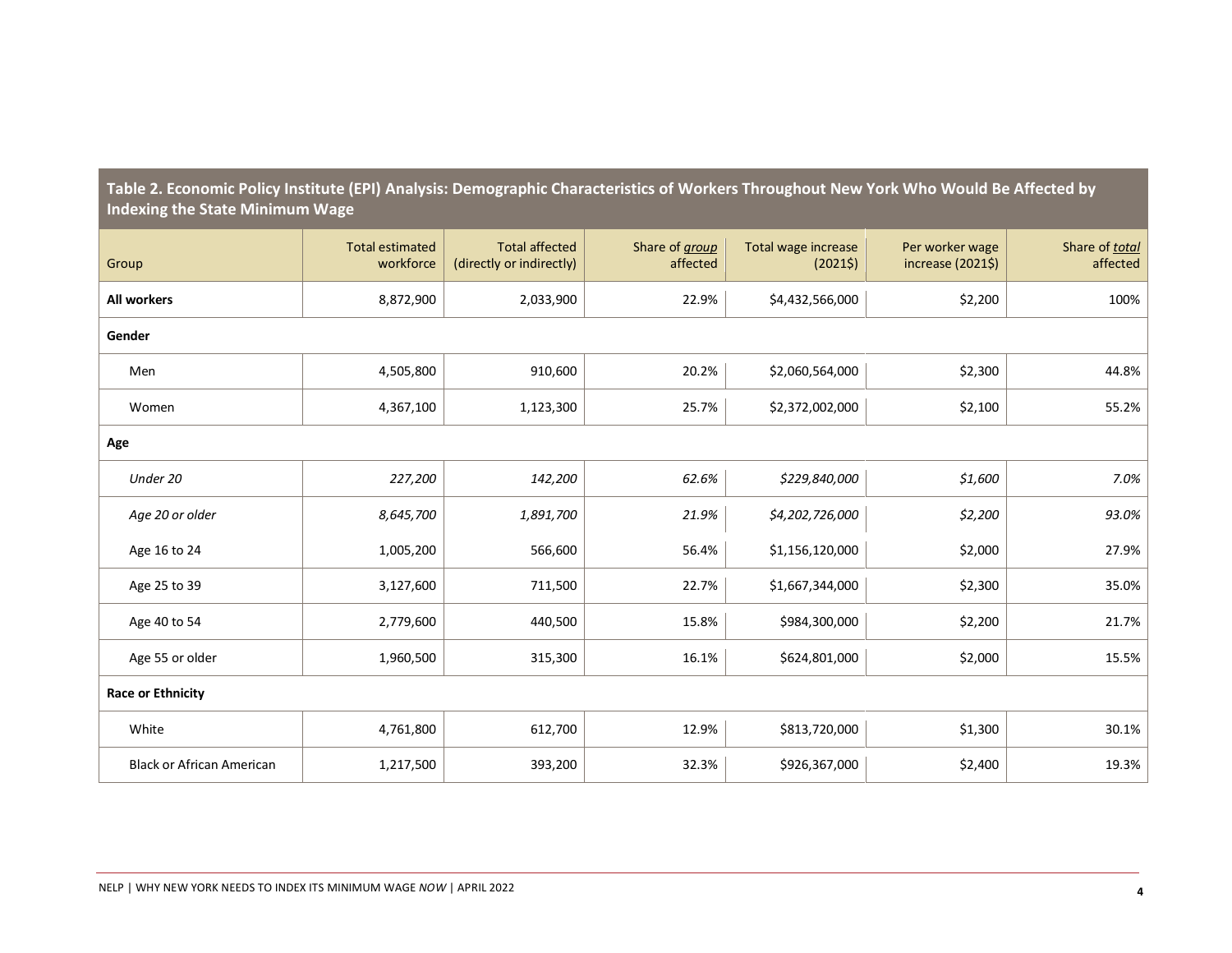**Table 2. Economic Policy Institute (EPI) Analysis: Demographic Characteristics of Workers Throughout New York Who Would Be Affected by Indexing the State Minimum Wage**

| Group | Total estimated workforce | Total affected (directly or indirectly) | Share of *group* affected | Total wage increase (2021$) | Per worker wage increase (2021$) | Share of *total* affected |
|---|---|---|---|---|---|---|
| **All workers** | 8,872,900 | 2,033,900 | 22.9% | $4,432,566,000 | $2,200 | 100% |
| **Gender** | | | | | | |
| Men | 4,505,800 | 910,600 | 20.2% | $2,060,564,000 | $2,300 | 44.8% |
| Women | 4,367,100 | 1,123,300 | 25.7% | $2,372,002,000 | $2,100 | 55.2% |
| **Age** | | | | | | |
| *Under 20* | *227,200* | *142,200* | *62.6%* | *$229,840,000* | *$1,600* | *7.0%* |
| *Age 20 or older* | *8,645,700* | *1,891,700* | *21.9%* | *$4,202,726,000* | *$2,200* | *93.0%* |
| Age 16 to 24 | 1,005,200 | 566,600 | 56.4% | $1,156,120,000 | $2,000 | 27.9% |
| Age 25 to 39 | 3,127,600 | 711,500 | 22.7% | $1,667,344,000 | $2,300 | 35.0% |
| Age 40 to 54 | 2,779,600 | 440,500 | 15.8% | $984,300,000 | $2,200 | 21.7% |
| Age 55 or older | 1,960,500 | 315,300 | 16.1% | $624,801,000 | $2,000 | 15.5% |
| **Race or Ethnicity** | | | | | | |
| White | 4,761,800 | 612,700 | 12.9% | $813,720,000 | $1,300 | 30.1% |
| Black or African American | 1,217,500 | 393,200 | 32.3% | $926,367,000 | $2,400 | 19.3% |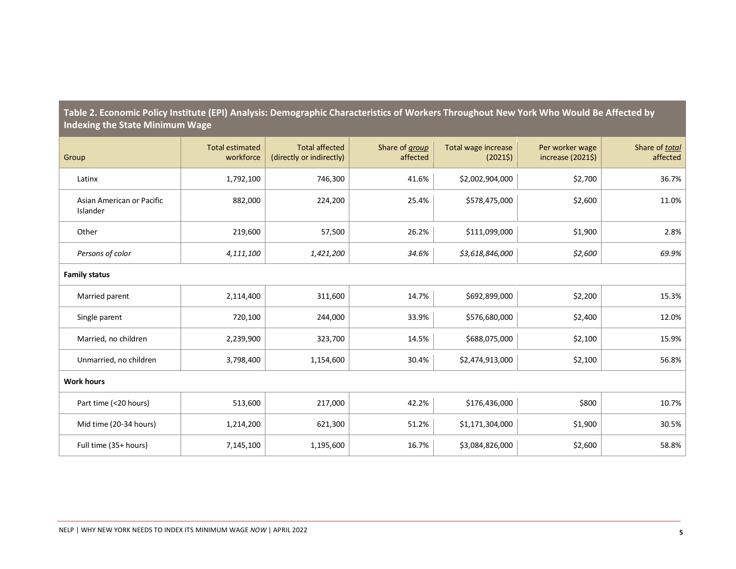**Table 2. Economic Policy Institute (EPI) Analysis: Demographic Characteristics of Workers Throughout New York Who Would Be Affected by Indexing the State Minimum Wage**

| Group | Total estimated workforce | Total affected (directly or indirectly) | Share of *group* affected | Total wage increase (2021$) | Per worker wage increase (2021$) | Share of *total* affected |
|---|---|---|---|---|---|---|
| Latinx | 1,792,100 | 746,300 | 41.6% | $2,002,904,000 | $2,700 | 36.7% |
| Asian American or Pacific Islander | 882,000 | 224,200 | 25.4% | $578,475,000 | $2,600 | 11.0% |
| Other | 219,600 | 57,500 | 26.2% | $111,099,000 | $1,900 | 2.8% |
| *Persons of color* | *4,111,100* | *1,421,200* | *34.6%* | *$3,618,846,000* | *$2,600* | *69.9%* |
| **Family status** | | | | | | |
| Married parent | 2,114,400 | 311,600 | 14.7% | $692,899,000 | $2,200 | 15.3% |
| Single parent | 720,100 | 244,000 | 33.9% | $576,680,000 | $2,400 | 12.0% |
| Married, no children | 2,239,900 | 323,700 | 14.5% | $688,075,000 | $2,100 | 15.9% |
| Unmarried, no children | 3,798,400 | 1,154,600 | 30.4% | $2,474,913,000 | $2,100 | 56.8% |
| **Work hours** | | | | | | |
| Part time (<20 hours) | 513,600 | 217,000 | 42.2% | $176,436,000 | $800 | 10.7% |
| Mid time (20-34 hours) | 1,214,200 | 621,300 | 51.2% | $1,171,304,000 | $1,900 | 30.5% |
| Full time (35+ hours) | 7,145,100 | 1,195,600 | 16.7% | $3,084,826,000 | $2,600 | 58.8% |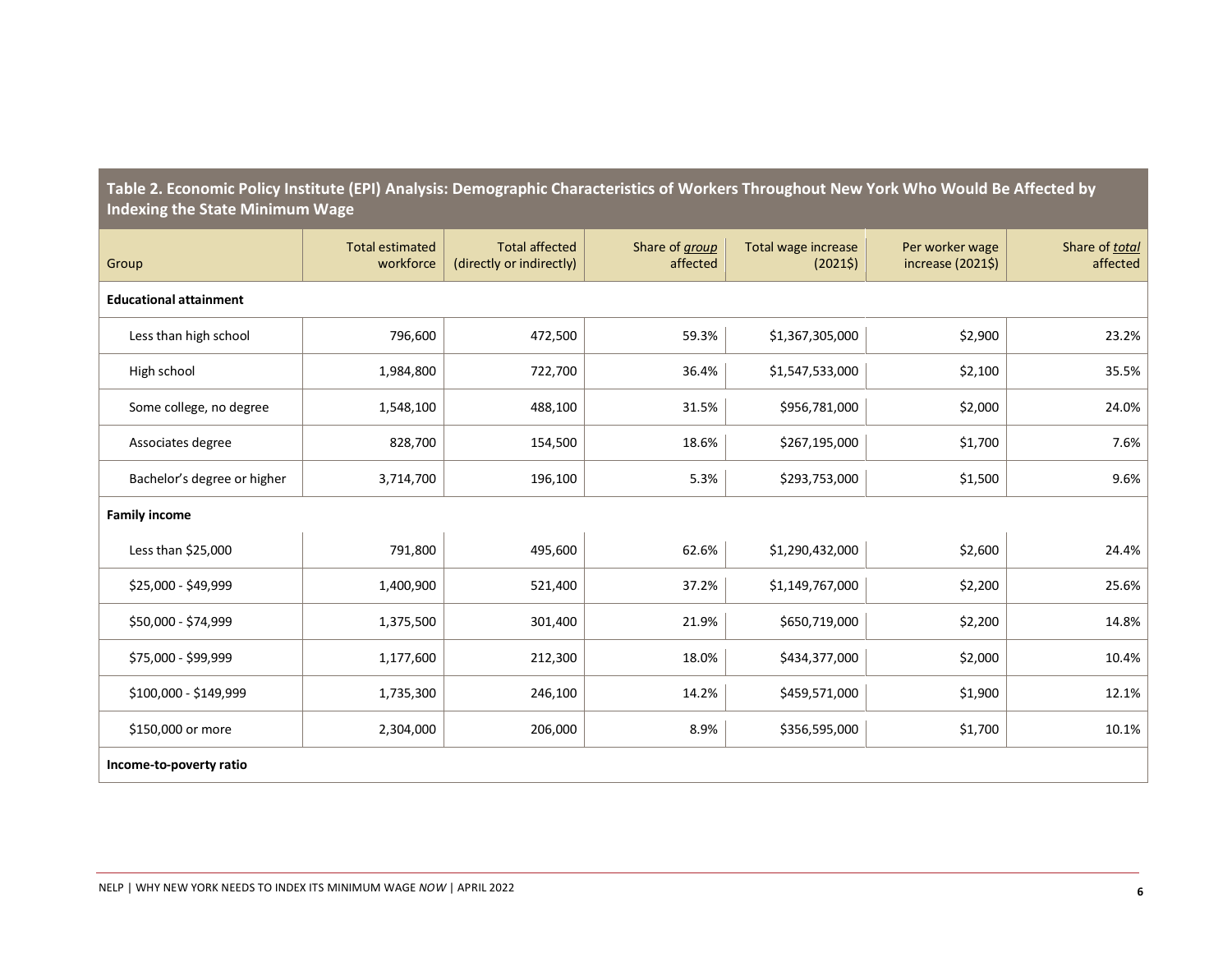**Table 2. Economic Policy Institute (EPI) Analysis: Demographic Characteristics of Workers Throughout New York Who Would Be Affected by Indexing the State Minimum Wage**

| Group | Total estimated workforce | Total affected (directly or indirectly) | Share of *group* affected | Total wage increase (2021$) | Per worker wage increase (2021$) | Share of *total* affected |
|---|---|---|---|---|---|---|
| **Educational attainment** | | | | | | |
| Less than high school | 796,600 | 472,500 | 59.3% | $1,367,305,000 | $2,900 | 23.2% |
| High school | 1,984,800 | 722,700 | 36.4% | $1,547,533,000 | $2,100 | 35.5% |
| Some college, no degree | 1,548,100 | 488,100 | 31.5% | $956,781,000 | $2,000 | 24.0% |
| Associates degree | 828,700 | 154,500 | 18.6% | $267,195,000 | $1,700 | 7.6% |
| Bachelor's degree or higher | 3,714,700 | 196,100 | 5.3% | $293,753,000 | $1,500 | 9.6% |
| **Family income** | | | | | | |
| Less than $25,000 | 791,800 | 495,600 | 62.6% | $1,290,432,000 | $2,600 | 24.4% |
| $25,000 - $49,999 | 1,400,900 | 521,400 | 37.2% | $1,149,767,000 | $2,200 | 25.6% |
| $50,000 - $74,999 | 1,375,500 | 301,400 | 21.9% | $650,719,000 | $2,200 | 14.8% |
| $75,000 - $99,999 | 1,177,600 | 212,300 | 18.0% | $434,377,000 | $2,000 | 10.4% |
| $100,000 - $149,999 | 1,735,300 | 246,100 | 14.2% | $459,571,000 | $1,900 | 12.1% |
| $150,000 or more | 2,304,000 | 206,000 | 8.9% | $356,595,000 | $1,700 | 10.1% |
| **Income-to-poverty ratio** | | | | | | |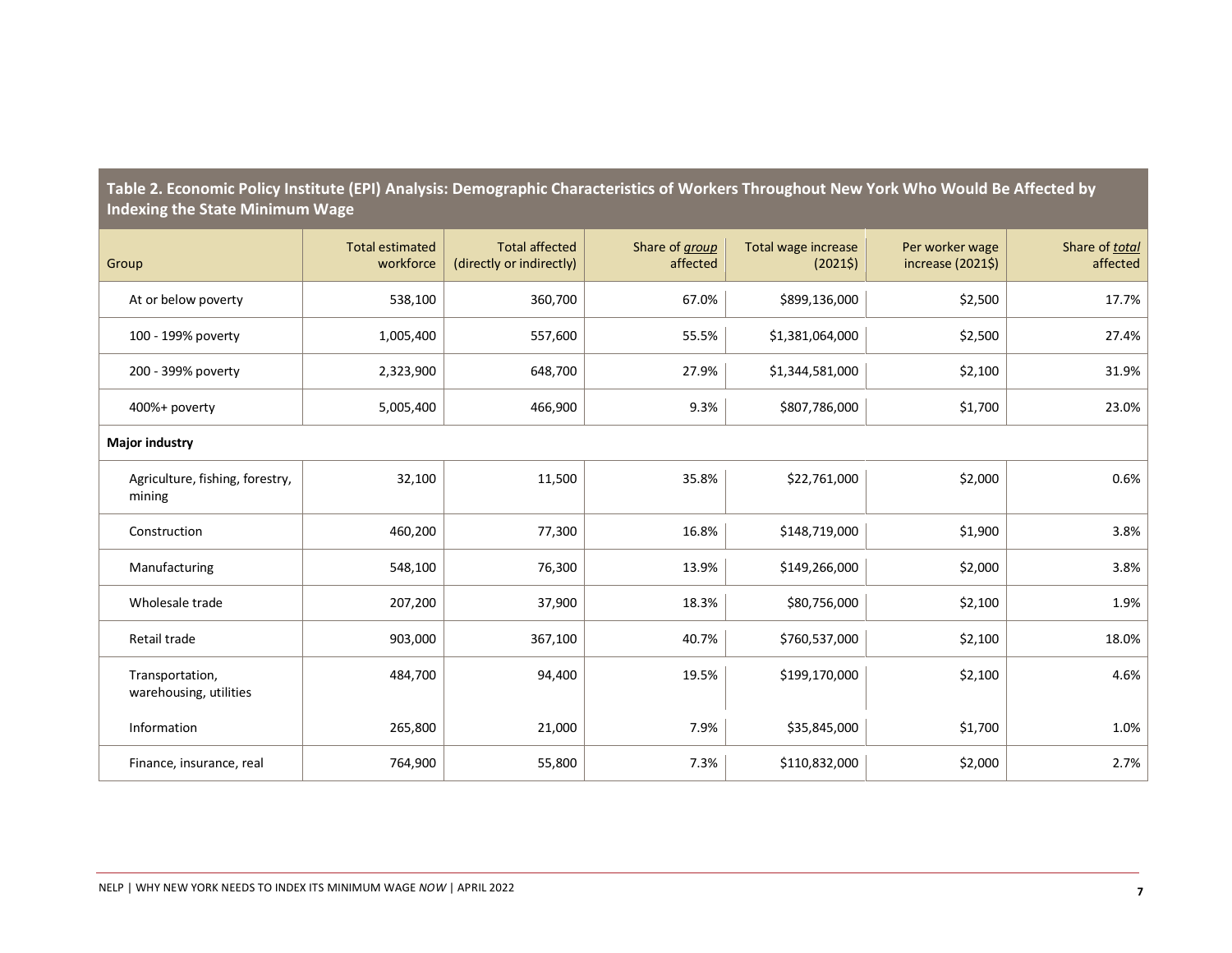**Table 2. Economic Policy Institute (EPI) Analysis: Demographic Characteristics of Workers Throughout New York Who Would Be Affected by Indexing the State Minimum Wage**

| Group | Total estimated workforce | Total affected (directly or indirectly) | Share of *group* affected | Total wage increase (2021$) | Per worker wage increase (2021$) | Share of *total* affected |
|---|---|---|---|---|---|---|
| At or below poverty | 538,100 | 360,700 | 67.0% | $899,136,000 | $2,500 | 17.7% |
| 100 - 199% poverty | 1,005,400 | 557,600 | 55.5% | $1,381,064,000 | $2,500 | 27.4% |
| 200 - 399% poverty | 2,323,900 | 648,700 | 27.9% | $1,344,581,000 | $2,100 | 31.9% |
| 400%+ poverty | 5,005,400 | 466,900 | 9.3% | $807,786,000 | $1,700 | 23.0% |
| **Major industry** | | | | | | |
| Agriculture, fishing, forestry, mining | 32,100 | 11,500 | 35.8% | $22,761,000 | $2,000 | 0.6% |
| Construction | 460,200 | 77,300 | 16.8% | $148,719,000 | $1,900 | 3.8% |
| Manufacturing | 548,100 | 76,300 | 13.9% | $149,266,000 | $2,000 | 3.8% |
| Wholesale trade | 207,200 | 37,900 | 18.3% | $80,756,000 | $2,100 | 1.9% |
| Retail trade | 903,000 | 367,100 | 40.7% | $760,537,000 | $2,100 | 18.0% |
| Transportation, warehousing, utilities | 484,700 | 94,400 | 19.5% | $199,170,000 | $2,100 | 4.6% |
| Information | 265,800 | 21,000 | 7.9% | $35,845,000 | $1,700 | 1.0% |
| Finance, insurance, real | 764,900 | 55,800 | 7.3% | $110,832,000 | $2,000 | 2.7% |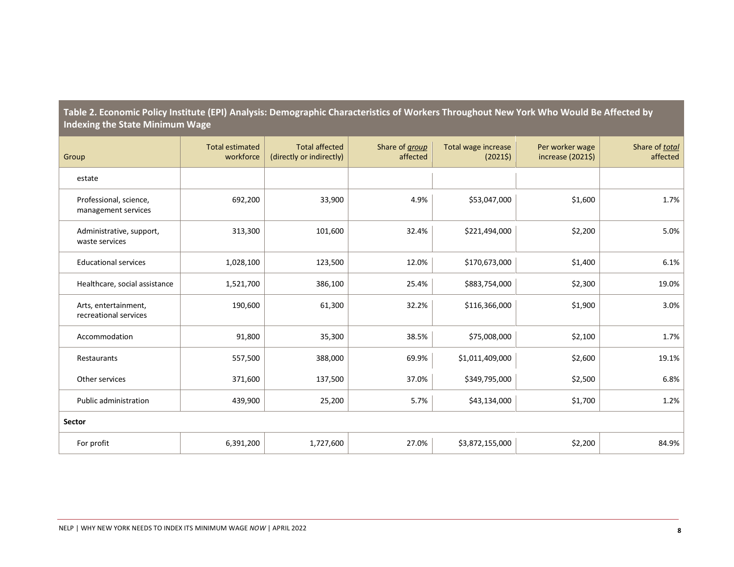**Table 2. Economic Policy Institute (EPI) Analysis: Demographic Characteristics of Workers Throughout New York Who Would Be Affected by Indexing the State Minimum Wage**

| Group | Total estimated workforce | Total affected (directly or indirectly) | Share of *group* affected | Total wage increase (2021$) | Per worker wage increase (2021$) | Share of *total* affected |
|---|---|---|---|---|---|---|
| estate | | | | | | |
| Professional, science, management services | 692,200 | 33,900 | 4.9% | $53,047,000 | $1,600 | 1.7% |
| Administrative, support, waste services | 313,300 | 101,600 | 32.4% | $221,494,000 | $2,200 | 5.0% |
| Educational services | 1,028,100 | 123,500 | 12.0% | $170,673,000 | $1,400 | 6.1% |
| Healthcare, social assistance | 1,521,700 | 386,100 | 25.4% | $883,754,000 | $2,300 | 19.0% |
| Arts, entertainment, recreational services | 190,600 | 61,300 | 32.2% | $116,366,000 | $1,900 | 3.0% |
| Accommodation | 91,800 | 35,300 | 38.5% | $75,008,000 | $2,100 | 1.7% |
| Restaurants | 557,500 | 388,000 | 69.9% | $1,011,409,000 | $2,600 | 19.1% |
| Other services | 371,600 | 137,500 | 37.0% | $349,795,000 | $2,500 | 6.8% |
| Public administration | 439,900 | 25,200 | 5.7% | $43,134,000 | $1,700 | 1.2% |
| **Sector** | | | | | | |
| For profit | 6,391,200 | 1,727,600 | 27.0% | $3,872,155,000 | $2,200 | 84.9% |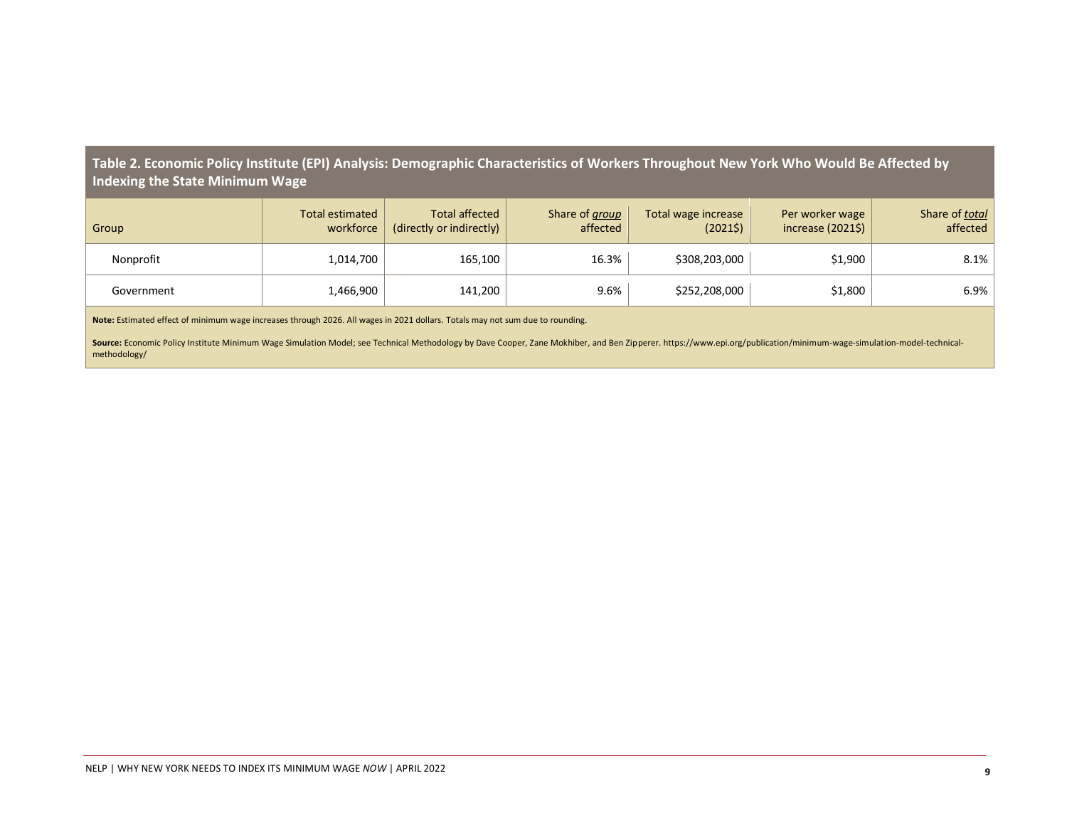**Table 2. Economic Policy Institute (EPI) Analysis: Demographic Characteristics of Workers Throughout New York Who Would Be Affected by Indexing the State Minimum Wage**

| Group | Total estimated workforce | Total affected (directly or indirectly) | Share of *group* affected | Total wage increase (2021$) | Per worker wage increase (2021$) | Share of *total* affected |
|---|---|---|---|---|---|---|
| Nonprofit | 1,014,700 | 165,100 | 16.3% | $308,203,000 | $1,900 | 8.1% |
| Government | 1,466,900 | 141,200 | 9.6% | $252,208,000 | $1,800 | 6.9% |

**Note:** Estimated effect of minimum wage increases through 2026. All wages in 2021 dollars. Totals may not sum due to rounding.

**Source:** Economic Policy Institute Minimum Wage Simulation Model; see Technical Methodology by Dave Cooper, Zane Mokhiber, and Ben Zipperer. https://www.epi.org/publication/minimum-wage-simulation-model-technical-methodology/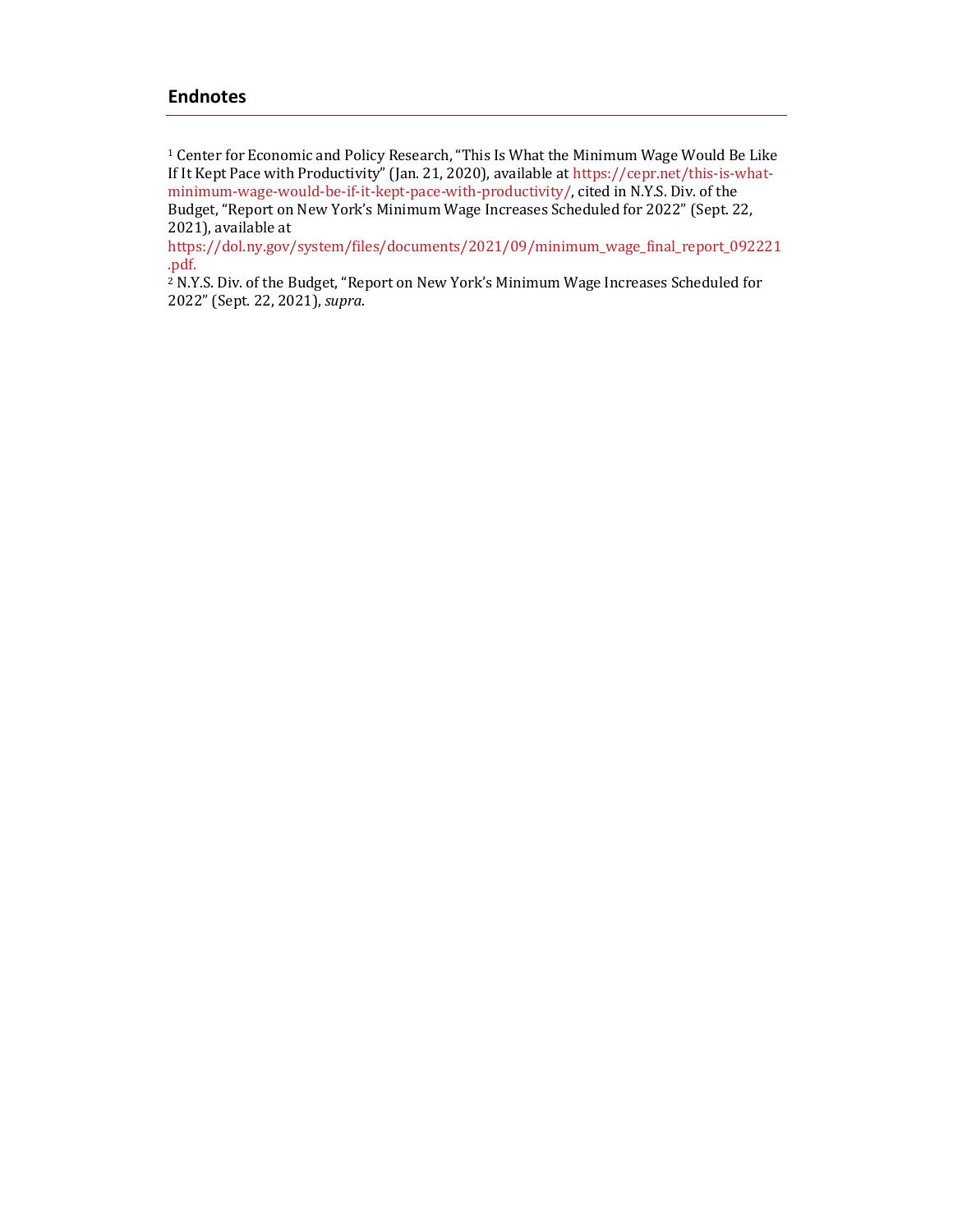## Endnotes

[1] Center for Economic and Policy Research, "This Is What the Minimum Wage Would Be Like If It Kept Pace with Productivity" (Jan. 21, 2020), available at https://cepr.net/this-is-what-minimum-wage-would-be-if-it-kept-pace-with-productivity/, cited in N.Y.S. Div. of the Budget, "Report on New York's Minimum Wage Increases Scheduled for 2022" (Sept. 22, 2021), available at https://dol.ny.gov/system/files/documents/2021/09/minimum_wage_final_report_092221.pdf.

[2] N.Y.S. Div. of the Budget, "Report on New York's Minimum Wage Increases Scheduled for 2022" (Sept. 22, 2021), *supra*.